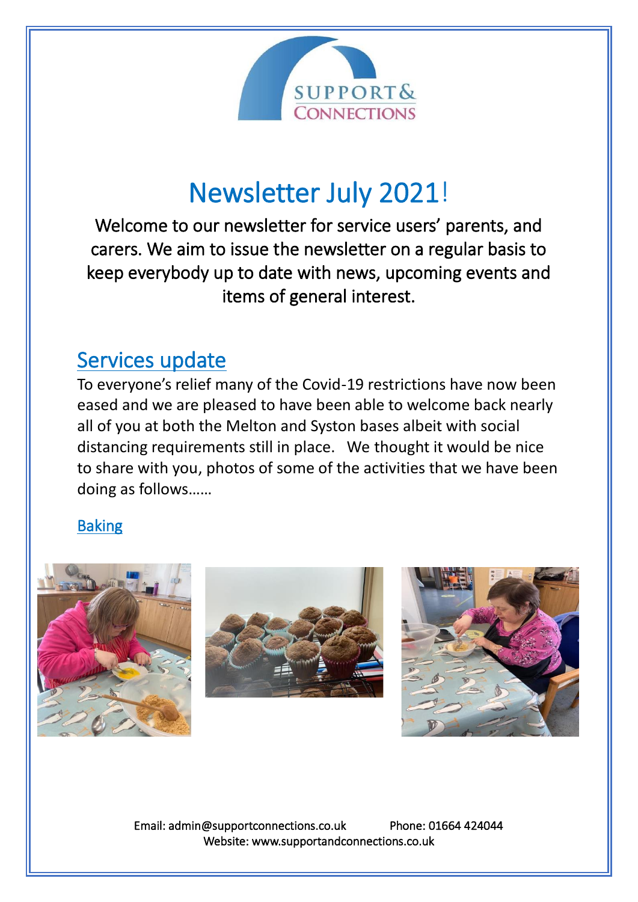SUPPORT & CONNECTIONS

# Newsletter July 2021!

Welcome to our newsletter for service users' parents, and carers. We aim to issue the newsletter on a regular basis to keep everybody up to date with news, upcoming events and items of general interest.

## Services update

To everyone's relief many of the Covid-19 restrictions have now been eased and we are pleased to have been able to welcome back nearly all of you at both the Melton and Syston bases albeit with social distancing requirements still in place.   We thought it would be nice to share with you, photos of some of the activities that we have been doing as follows……

### Baking

Email: admin@supportconnections.co.uk          Phone: 01664 424044
Website: www.supportandconnections.co.uk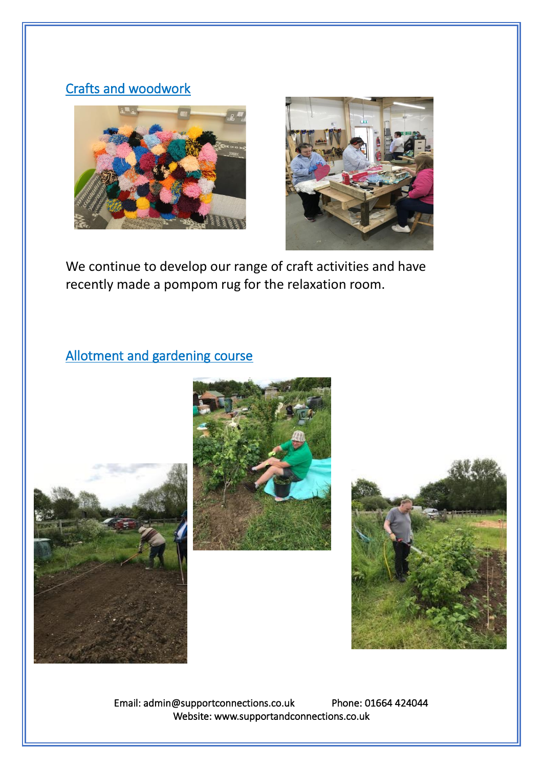## Crafts and woodwork

We continue to develop our range of craft activities and have recently made a pompom rug for the relaxation room.

## Allotment and gardening course

Email: admin@supportconnections.co.uk Phone: 01664 424044
Website: www.supportandconnections.co.uk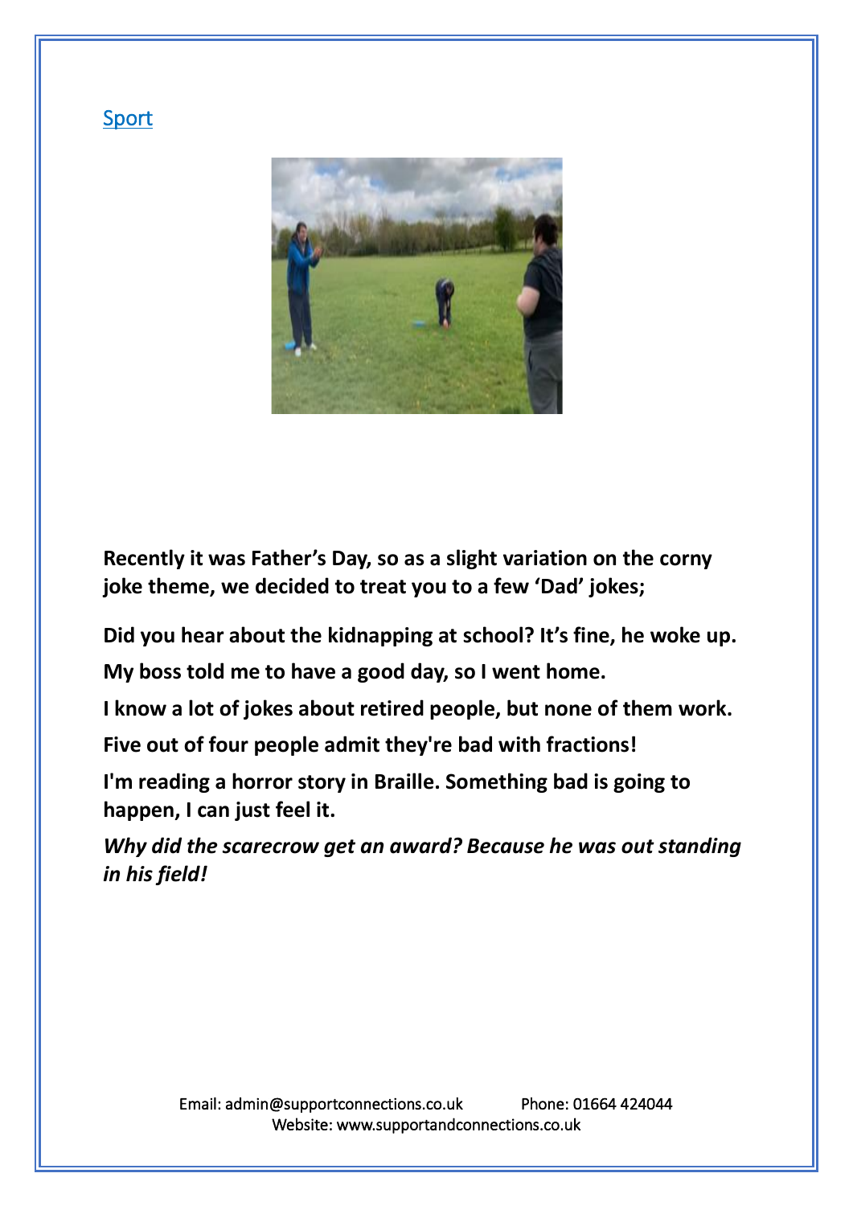[Sport](#)

**Recently it was Father's Day, so as a slight variation on the corny joke theme, we decided to treat you to a few 'Dad' jokes;**

**Did you hear about the kidnapping at school? It's fine, he woke up.**

**My boss told me to have a good day, so I went home.**

**I know a lot of jokes about retired people, but none of them work.**

**Five out of four people admit they're bad with fractions!**

**I'm reading a horror story in Braille. Something bad is going to happen, I can just feel it.**

***Why did the scarecrow get an award? Because he was out standing in his field!***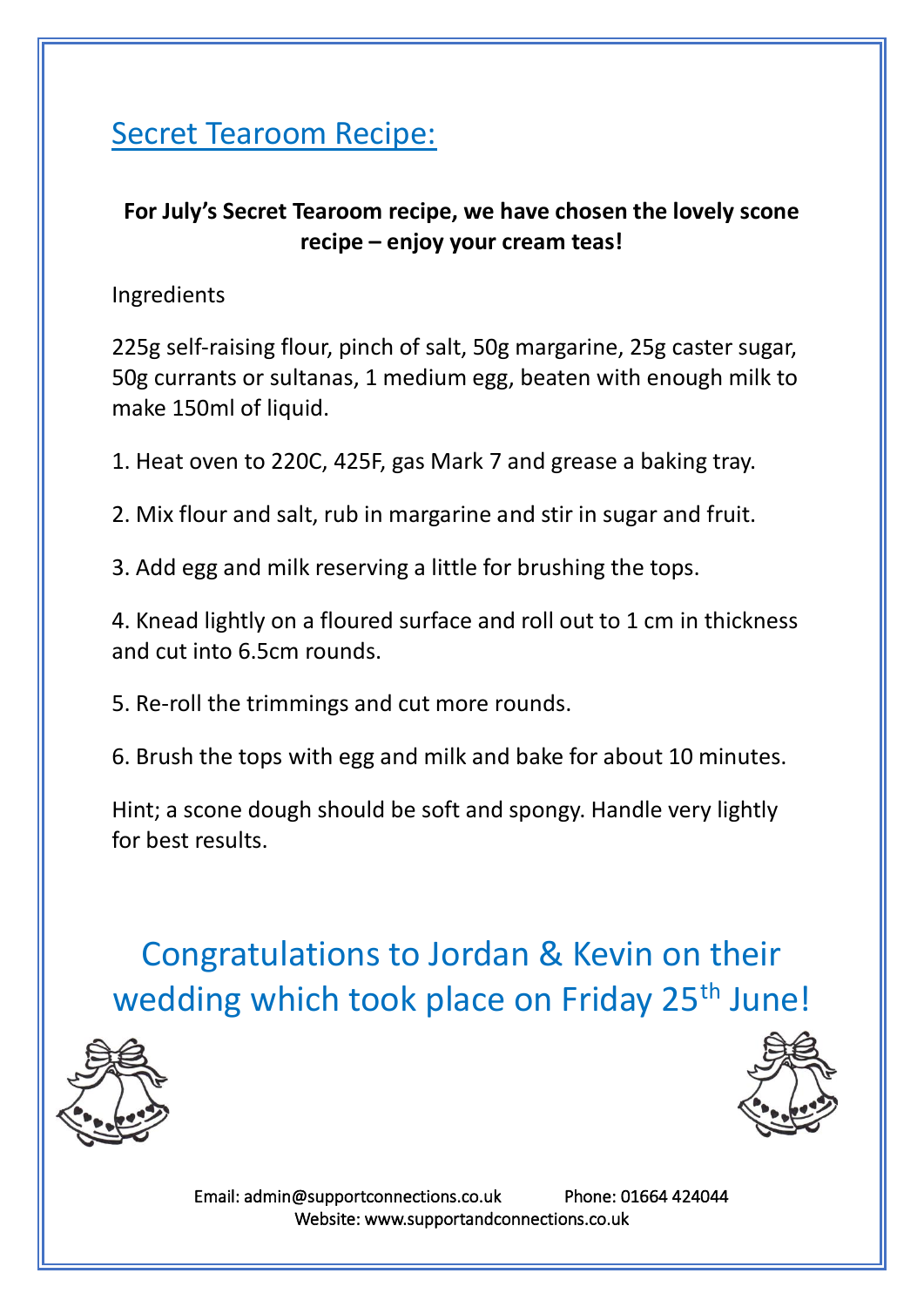## Secret Tearoom Recipe:

**For July's Secret Tearoom recipe, we have chosen the lovely scone recipe – enjoy your cream teas!**

Ingredients

225g self-raising flour, pinch of salt, 50g margarine, 25g caster sugar, 50g currants or sultanas, 1 medium egg, beaten with enough milk to make 150ml of liquid.

1. Heat oven to 220C, 425F, gas Mark 7 and grease a baking tray.
2. Mix flour and salt, rub in margarine and stir in sugar and fruit.
3. Add egg and milk reserving a little for brushing the tops.
4. Knead lightly on a floured surface and roll out to 1 cm in thickness and cut into 6.5cm rounds.
5. Re-roll the trimmings and cut more rounds.
6. Brush the tops with egg and milk and bake for about 10 minutes.

Hint; a scone dough should be soft and spongy. Handle very lightly for best results.

## Congratulations to Jordan & Kevin on their wedding which took place on Friday 25th June!

Email: admin@supportconnections.co.uk Phone: 01664 424044
Website: www.supportandconnections.co.uk